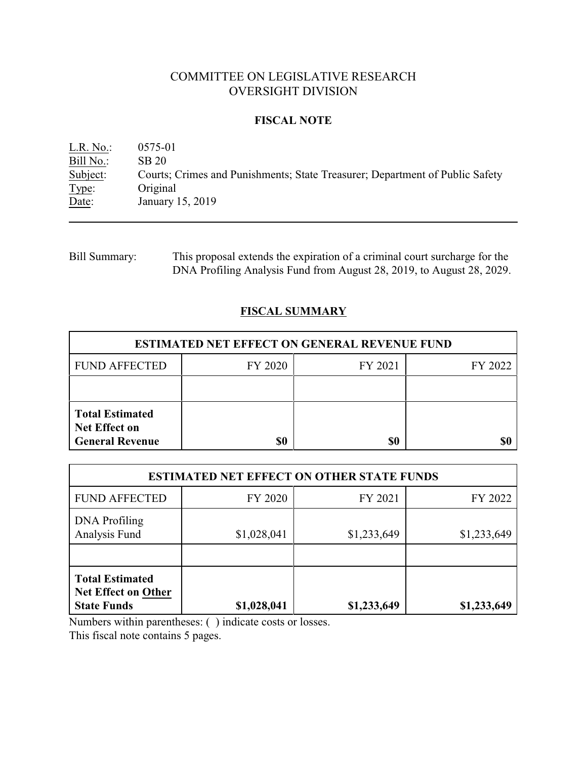# COMMITTEE ON LEGISLATIVE RESEARCH
# OVERSIGHT DIVISION

## FISCAL NOTE

L.R. No.: 0575-01
Bill No.: SB 20
Subject: Courts; Crimes and Punishments; State Treasurer; Department of Public Safety
Type: Original
Date: January 15, 2019

---

Bill Summary: This proposal extends the expiration of a criminal court surcharge for the DNA Profiling Analysis Fund from August 28, 2019, to August 28, 2029.

## FISCAL SUMMARY

| ESTIMATED NET EFFECT ON GENERAL REVENUE FUND | | | |
|---|---|---|---|
| FUND AFFECTED | FY 2020 | FY 2021 | FY 2022 |
| | | | |
| **Total Estimated Net Effect on General Revenue** | **$0** | **$0** | **$0** |

| ESTIMATED NET EFFECT ON OTHER STATE FUNDS | | | |
|---|---|---|---|
| FUND AFFECTED | FY 2020 | FY 2021 | FY 2022 |
| DNA Profiling Analysis Fund | $1,028,041 | $1,233,649 | $1,233,649 |
| | | | |
| **Total Estimated Net Effect on Other State Funds** | **$1,028,041** | **$1,233,649** | **$1,233,649** |

Numbers within parentheses: ( ) indicate costs or losses.
This fiscal note contains 5 pages.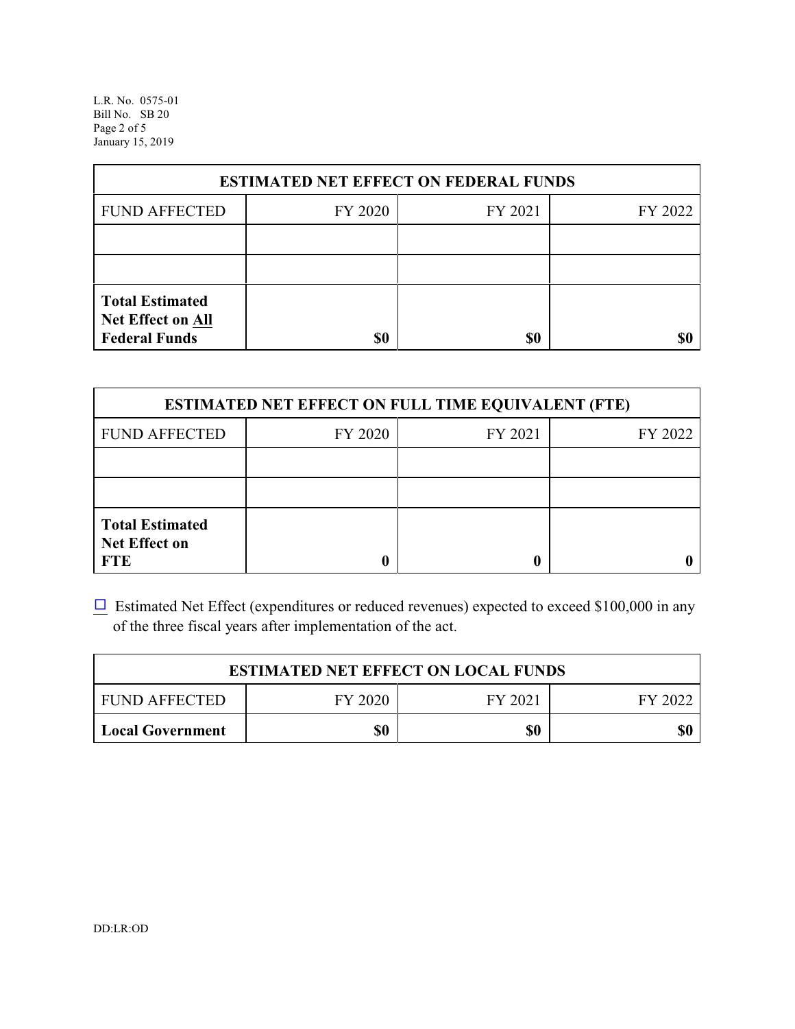| ESTIMATED NET EFFECT ON FEDERAL FUNDS | | | |
|---|---|---|---|
| FUND AFFECTED | FY 2020 | FY 2021 | FY 2022 |
| | | | |
| | | | |
| **Total Estimated Net Effect on All Federal Funds** | **$0** | **$0** | **$0** |

| ESTIMATED NET EFFECT ON FULL TIME EQUIVALENT (FTE) | | | |
|---|---|---|---|
| FUND AFFECTED | FY 2020 | FY 2021 | FY 2022 |
| | | | |
| | | | |
| **Total Estimated Net Effect on FTE** | **0** | **0** | **0** |

☐ Estimated Net Effect (expenditures or reduced revenues) expected to exceed $100,000 in any of the three fiscal years after implementation of the act.

| ESTIMATED NET EFFECT ON LOCAL FUNDS | | | |
|---|---|---|---|
| FUND AFFECTED | FY 2020 | FY 2021 | FY 2022 |
| **Local Government** | **$0** | **$0** | **$0** |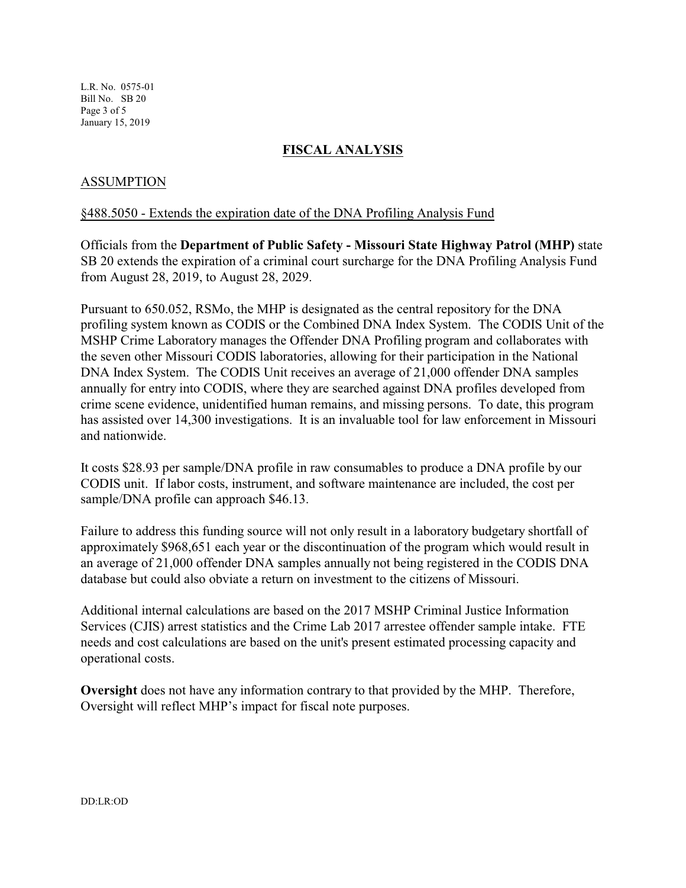## FISCAL ANALYSIS

### ASSUMPTION

§488.5050 - Extends the expiration date of the DNA Profiling Analysis Fund

Officials from the **Department of Public Safety - Missouri State Highway Patrol (MHP)** state SB 20 extends the expiration of a criminal court surcharge for the DNA Profiling Analysis Fund from August 28, 2019, to August 28, 2029.

Pursuant to 650.052, RSMo, the MHP is designated as the central repository for the DNA profiling system known as CODIS or the Combined DNA Index System. The CODIS Unit of the MSHP Crime Laboratory manages the Offender DNA Profiling program and collaborates with the seven other Missouri CODIS laboratories, allowing for their participation in the National DNA Index System. The CODIS Unit receives an average of 21,000 offender DNA samples annually for entry into CODIS, where they are searched against DNA profiles developed from crime scene evidence, unidentified human remains, and missing persons. To date, this program has assisted over 14,300 investigations. It is an invaluable tool for law enforcement in Missouri and nationwide.

It costs $28.93 per sample/DNA profile in raw consumables to produce a DNA profile by our CODIS unit. If labor costs, instrument, and software maintenance are included, the cost per sample/DNA profile can approach $46.13.

Failure to address this funding source will not only result in a laboratory budgetary shortfall of approximately $968,651 each year or the discontinuation of the program which would result in an average of 21,000 offender DNA samples annually not being registered in the CODIS DNA database but could also obviate a return on investment to the citizens of Missouri.

Additional internal calculations are based on the 2017 MSHP Criminal Justice Information Services (CJIS) arrest statistics and the Crime Lab 2017 arrestee offender sample intake. FTE needs and cost calculations are based on the unit's present estimated processing capacity and operational costs.

**Oversight** does not have any information contrary to that provided by the MHP. Therefore, Oversight will reflect MHP's impact for fiscal note purposes.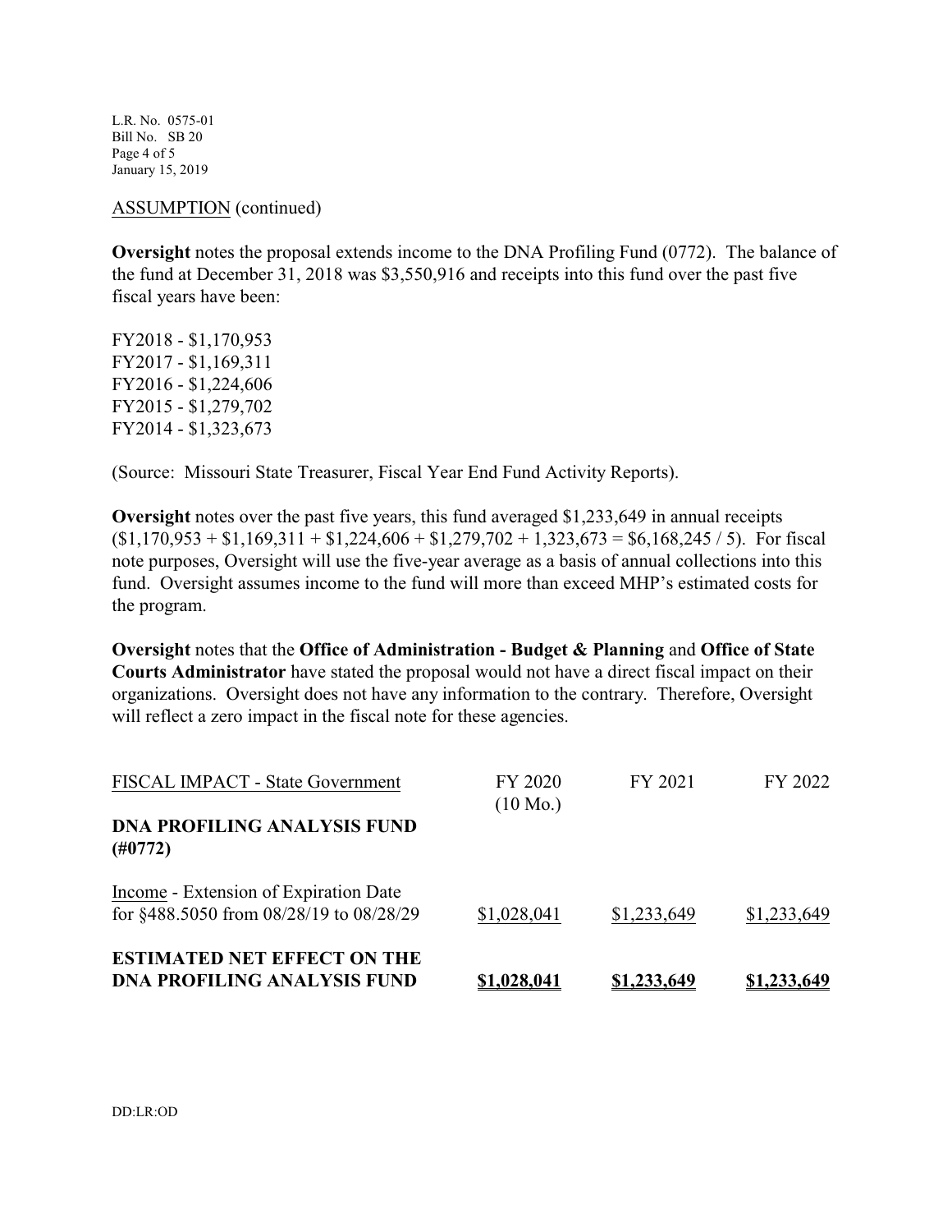ASSUMPTION (continued)

**Oversight** notes the proposal extends income to the DNA Profiling Fund (0772). The balance of the fund at December 31, 2018 was $3,550,916 and receipts into this fund over the past five fiscal years have been:

FY2018 - $1,170,953
FY2017 - $1,169,311
FY2016 - $1,224,606
FY2015 - $1,279,702
FY2014 - $1,323,673

(Source: Missouri State Treasurer, Fiscal Year End Fund Activity Reports).

**Oversight** notes over the past five years, this fund averaged $1,233,649 in annual receipts ($1,170,953 + $1,169,311 + $1,224,606 + $1,279,702 + 1,323,673 = $6,168,245 / 5). For fiscal note purposes, Oversight will use the five-year average as a basis of annual collections into this fund. Oversight assumes income to the fund will more than exceed MHP's estimated costs for the program.

**Oversight** notes that the **Office of Administration - Budget & Planning** and **Office of State Courts Administrator** have stated the proposal would not have a direct fiscal impact on their organizations. Oversight does not have any information to the contrary. Therefore, Oversight will reflect a zero impact in the fiscal note for these agencies.

| FISCAL IMPACT - State Government | FY 2020 (10 Mo.) | FY 2021 | FY 2022 |
|---|---|---|---|
| **DNA PROFILING ANALYSIS FUND (#0772)** | | | |
| Income - Extension of Expiration Date for §488.5050 from 08/28/19 to 08/28/29 | $1,028,041 | $1,233,649 | $1,233,649 |
| **ESTIMATED NET EFFECT ON THE DNA PROFILING ANALYSIS FUND** | **$1,028,041** | **$1,233,649** | **$1,233,649** |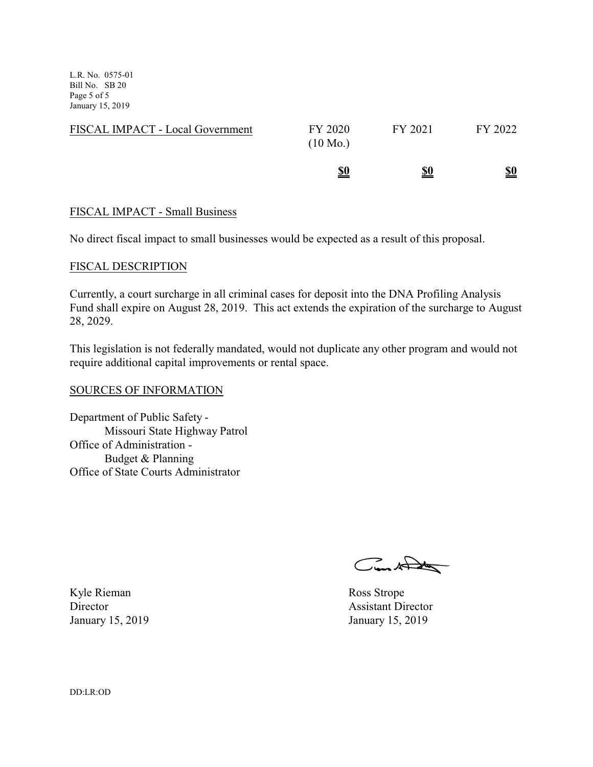| FISCAL IMPACT - Local Government | FY 2020 (10 Mo.) | FY 2021 | FY 2022 |
|---|---|---|---|
| | **$0** | **$0** | **$0** |

FISCAL IMPACT - Small Business

No direct fiscal impact to small businesses would be expected as a result of this proposal.

FISCAL DESCRIPTION

Currently, a court surcharge in all criminal cases for deposit into the DNA Profiling Analysis Fund shall expire on August 28, 2019. This act extends the expiration of the surcharge to August 28, 2029.

This legislation is not federally mandated, would not duplicate any other program and would not require additional capital improvements or rental space.

SOURCES OF INFORMATION

Department of Public Safety -
    Missouri State Highway Patrol
Office of Administration -
    Budget & Planning
Office of State Courts Administrator

Kyle Rieman
Director
January 15, 2019

Ross Strope
Assistant Director
January 15, 2019

DD:LR:OD